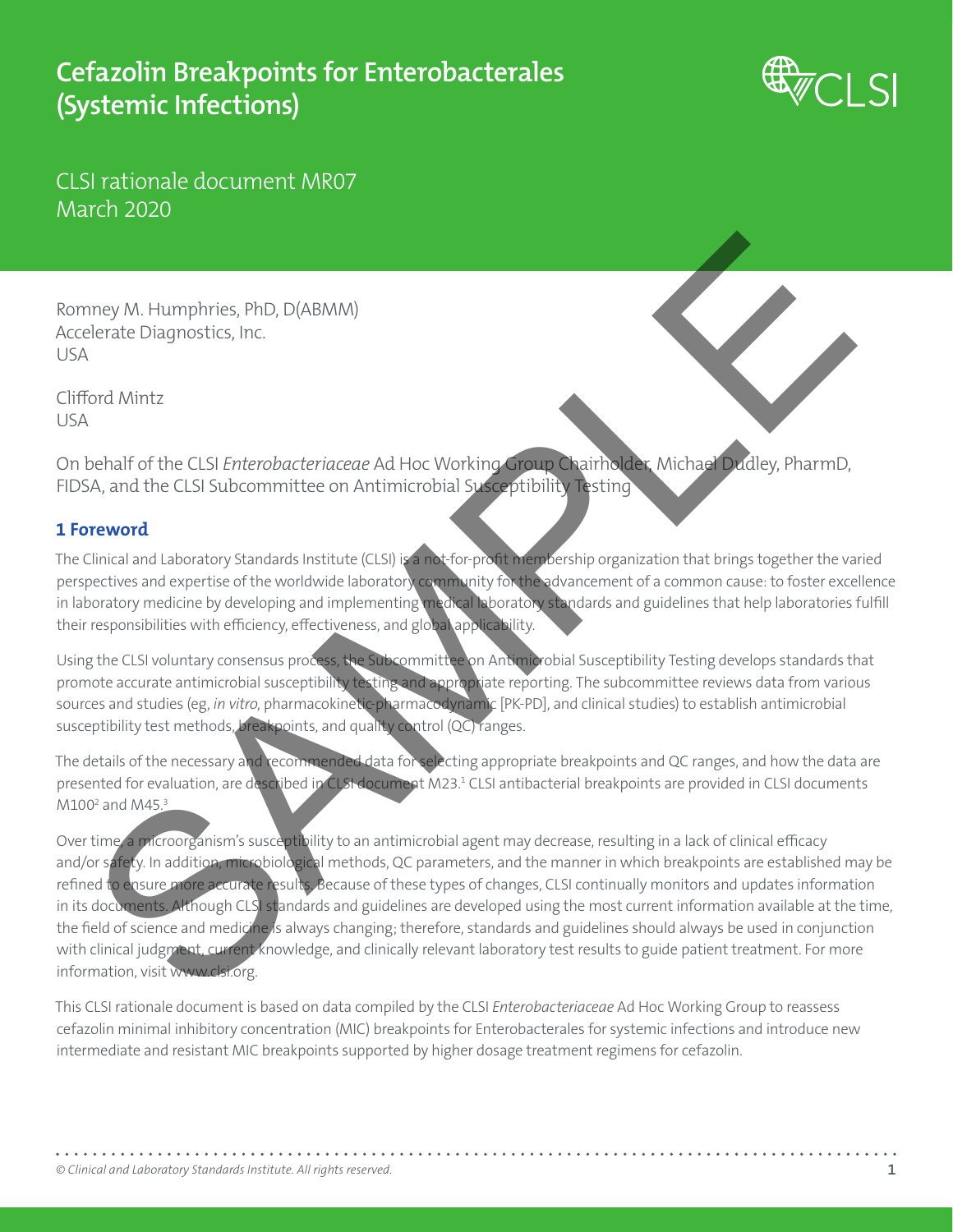# Cefazolin Breakpoints for Enterobacterales (Systemic Infections)

CLSI rationale document MR07
March 2020

Romney M. Humphries, PhD, D(ABMM)
Accelerate Diagnostics, Inc.
USA

Clifford Mintz
USA

On behalf of the CLSI *Enterobacteriaceae* Ad Hoc Working Group Chairholder, Michael Dudley, PharmD, FIDSA, and the CLSI Subcommittee on Antimicrobial Susceptibility Testing

## 1 Foreword

The Clinical and Laboratory Standards Institute (CLSI) is a not-for-profit membership organization that brings together the varied perspectives and expertise of the worldwide laboratory community for the advancement of a common cause: to foster excellence in laboratory medicine by developing and implementing medical laboratory standards and guidelines that help laboratories fulfill their responsibilities with efficiency, effectiveness, and global applicability.

Using the CLSI voluntary consensus process, the Subcommittee on Antimicrobial Susceptibility Testing develops standards that promote accurate antimicrobial susceptibility testing and appropriate reporting. The subcommittee reviews data from various sources and studies (eg, *in vitro*, pharmacokinetic-pharmacodynamic [PK-PD], and clinical studies) to establish antimicrobial susceptibility test methods, breakpoints, and quality control (QC) ranges.

The details of the necessary and recommended data for selecting appropriate breakpoints and QC ranges, and how the data are presented for evaluation, are described in CLSI document M23.[1] CLSI antibacterial breakpoints are provided in CLSI documents M100[2] and M45.[3]

Over time, a microorganism's susceptibility to an antimicrobial agent may decrease, resulting in a lack of clinical efficacy and/or safety. In addition, microbiological methods, QC parameters, and the manner in which breakpoints are established may be refined to ensure more accurate results. Because of these types of changes, CLSI continually monitors and updates information in its documents. Although CLSI standards and guidelines are developed using the most current information available at the time, the field of science and medicine is always changing; therefore, standards and guidelines should always be used in conjunction with clinical judgment, current knowledge, and clinically relevant laboratory test results to guide patient treatment. For more information, visit www.clsi.org.

This CLSI rationale document is based on data compiled by the CLSI *Enterobacteriaceae* Ad Hoc Working Group to reassess cefazolin minimal inhibitory concentration (MIC) breakpoints for Enterobacterales for systemic infections and introduce new intermediate and resistant MIC breakpoints supported by higher dosage treatment regimens for cefazolin.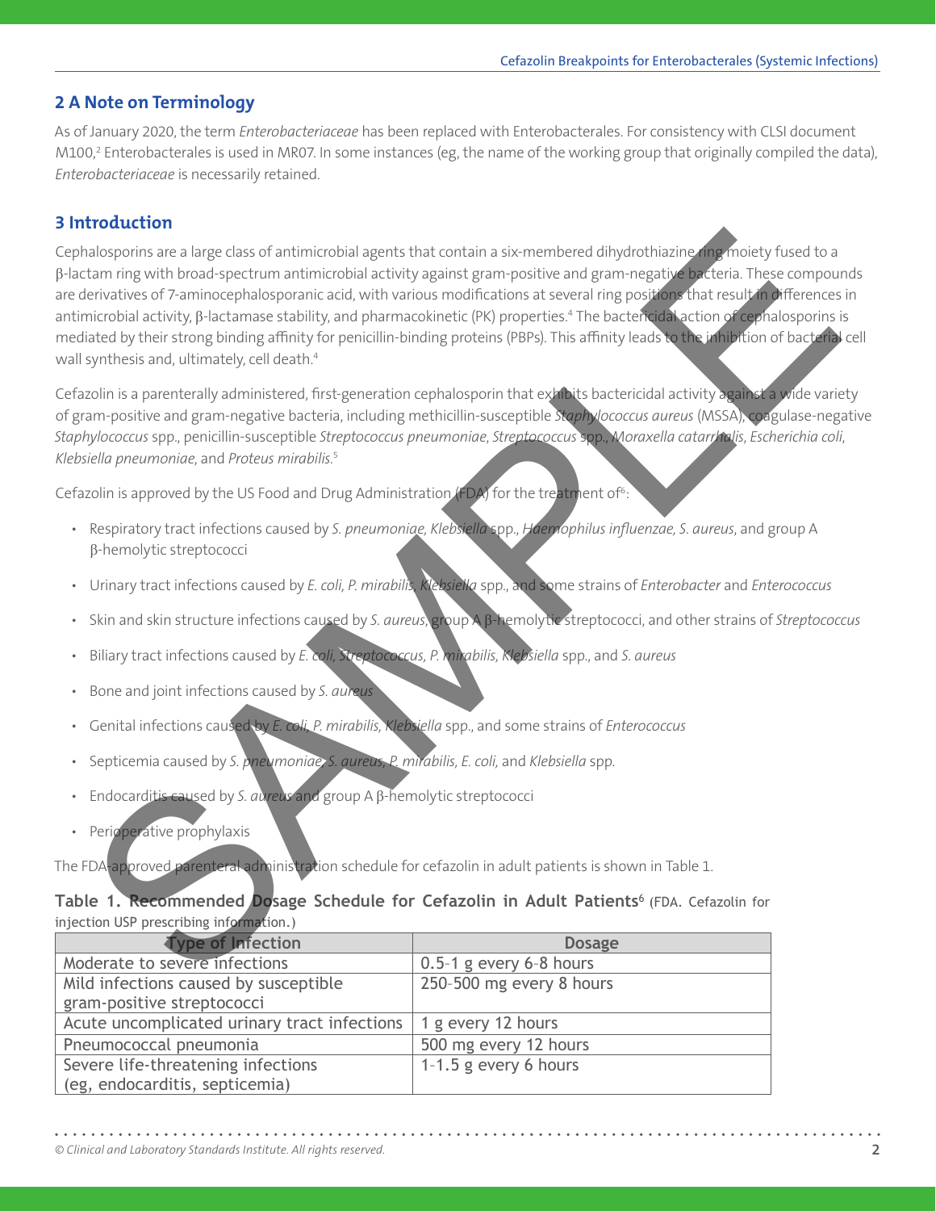## 2 A Note on Terminology

As of January 2020, the term *Enterobacteriaceae* has been replaced with Enterobacterales. For consistency with CLSI document M100,[2] Enterobacterales is used in MR07. In some instances (eg, the name of the working group that originally compiled the data), *Enterobacteriaceae* is necessarily retained.

## 3 Introduction

Cephalosporins are a large class of antimicrobial agents that contain a six-membered dihydrothiazine ring moiety fused to a β-lactam ring with broad-spectrum antimicrobial activity against gram-positive and gram-negative bacteria. These compounds are derivatives of 7-aminocephalosporanic acid, with various modifications at several ring positions that result in differences in antimicrobial activity, β-lactamase stability, and pharmacokinetic (PK) properties.[4] The bactericidal action of cephalosporins is mediated by their strong binding affinity for penicillin-binding proteins (PBPs). This affinity leads to the inhibition of bacterial cell wall synthesis and, ultimately, cell death.[4]

Cefazolin is a parenterally administered, first-generation cephalosporin that exhibits bactericidal activity against a wide variety of gram-positive and gram-negative bacteria, including methicillin-susceptible *Staphylococcus aureus* (MSSA), coagulase-negative *Staphylococcus* spp., penicillin-susceptible *Streptococcus pneumoniae*, *Streptococcus* spp., *Moraxella catarrhalis*, *Escherichia coli*, *Klebsiella pneumoniae*, and *Proteus mirabilis*.[5]

Cefazolin is approved by the US Food and Drug Administration (FDA) for the treatment of[6]:

- Respiratory tract infections caused by *S. pneumoniae*, *Klebsiella* spp., *Haemophilus influenzae*, *S. aureus*, and group A β-hemolytic streptococci
- Urinary tract infections caused by *E. coli, P. mirabilis*, *Klebsiella* spp., and some strains of *Enterobacter* and *Enterococcus*
- Skin and skin structure infections caused by *S. aureus*, group A β-hemolytic streptococci, and other strains of *Streptococcus*
- Biliary tract infections caused by *E. coli, Streptococcus, P. mirabilis, Klebsiella* spp., and *S. aureus*
- Bone and joint infections caused by *S. aureus*
- Genital infections caused by *E. coli, P. mirabilis, Klebsiella* spp., and some strains of *Enterococcus*
- Septicemia caused by *S. pneumoniae, S. aureus, P. mirabilis, E. coli,* and *Klebsiella* spp.
- Endocarditis caused by *S. aureus* and group A β-hemolytic streptococci
- Perioperative prophylaxis

The FDA-approved parenteral administration schedule for cefazolin in adult patients is shown in Table 1.

**Table 1. Recommended Dosage Schedule for Cefazolin in Adult Patients**[6] (FDA. Cefazolin for injection USP prescribing information.)

| Type of Infection | Dosage |
|---|---|
| Moderate to severe infections | 0.5–1 g every 6–8 hours |
| Mild infections caused by susceptible gram-positive streptococci | 250–500 mg every 8 hours |
| Acute uncomplicated urinary tract infections | 1 g every 12 hours |
| Pneumococcal pneumonia | 500 mg every 12 hours |
| Severe life-threatening infections (eg, endocarditis, septicemia) | 1–1.5 g every 6 hours |

© Clinical and Laboratory Standards Institute. All rights reserved.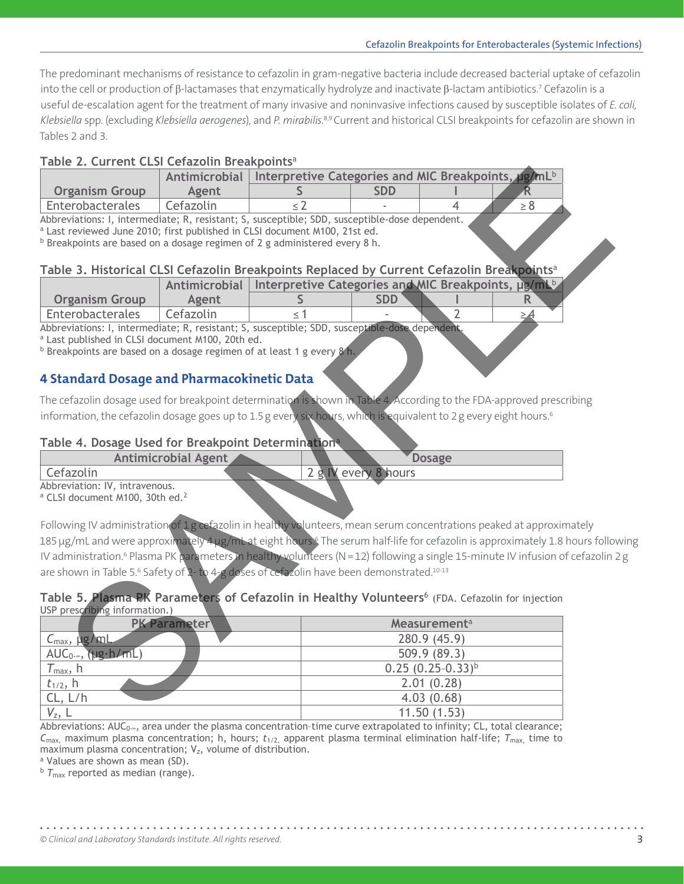The predominant mechanisms of resistance to cefazolin in gram-negative bacteria include decreased bacterial uptake of cefazolin into the cell or production of β-lactamases that enzymatically hydrolyze and inactivate β-lactam antibiotics.[7] Cefazolin is a useful de-escalation agent for the treatment of many invasive and noninvasive infections caused by susceptible isolates of *E. coli, Klebsiella* spp. (excluding *Klebsiella aerogenes*), and *P. mirabilis*.[8,9] Current and historical CLSI breakpoints for cefazolin are shown in Tables 2 and 3.

**Table 2. Current CLSI Cefazolin Breakpoints[a]**

| Organism Group | Antimicrobial Agent | Interpretive Categories and MIC Breakpoints, µg/mL[b] | | | |
|---|---|---|---|---|---|
| | | S | SDD | I | R |
| Enterobacterales | Cefazolin | ≤ 2 | - | 4 | ≥ 8 |

Abbreviations: I, intermediate; R, resistant; S, susceptible; SDD, susceptible-dose dependent.
[a] Last reviewed June 2010; first published in CLSI document M100, 21st ed.
[b] Breakpoints are based on a dosage regimen of 2 g administered every 8 h.

**Table 3. Historical CLSI Cefazolin Breakpoints Replaced by Current Cefazolin Breakpoints[a]**

| Organism Group | Antimicrobial Agent | Interpretive Categories and MIC Breakpoints, µg/mL[b] | | | |
|---|---|---|---|---|---|
| | | S | SDD | I | R |
| Enterobacterales | Cefazolin | ≤ 1 | - | 2 | ≥ 4 |

Abbreviations: I, intermediate; R, resistant; S, susceptible; SDD, susceptible-dose dependent.
[a] Last published in CLSI document M100, 20th ed.
[b] Breakpoints are based on a dosage regimen of at least 1 g every 8 h.

## 4 Standard Dosage and Pharmacokinetic Data

The cefazolin dosage used for breakpoint determination is shown in Table 4. According to the FDA-approved prescribing information, the cefazolin dosage goes up to 1.5 g every six hours, which is equivalent to 2 g every eight hours.[6]

**Table 4. Dosage Used for Breakpoint Determination[a]**

| Antimicrobial Agent | Dosage |
|---|---|
| Cefazolin | 2 g IV every 8 hours |

Abbreviation: IV, intravenous.
[a] CLSI document M100, 30th ed.[2]

Following IV administration of 1 g cefazolin in healthy volunteers, mean serum concentrations peaked at approximately 185 µg/mL and were approximately 4 µg/mL at eight hours.[6] The serum half-life for cefazolin is approximately 1.8 hours following IV administration.[6] Plasma PK parameters in healthy volunteers (N = 12) following a single 15-minute IV infusion of cefazolin 2 g are shown in Table 5.[6] Safety of 2- to 4-g doses of cefazolin have been demonstrated.[10-13]

**Table 5. Plasma PK Parameters of Cefazolin in Healthy Volunteers[6]** (FDA. Cefazolin for injection USP prescribing information.)

| PK Parameter | Measurement[a] |
|---|---|
| $C_{max}$, µg/mL | 280.9 (45.9) |
| $AUC_{0-\infty}$, (µg·h/mL) | 509.9 (89.3) |
| $T_{max}$, h | 0.25 (0.25-0.33)[b] |
| $t_{1/2}$, h | 2.01 (0.28) |
| CL, L/h | 4.03 (0.68) |
| $V_z$, L | 11.50 (1.53) |

Abbreviations: $AUC_{0-\infty}$, area under the plasma concentration-time curve extrapolated to infinity; CL, total clearance; $C_{max}$, maximum plasma concentration; h, hours; $t_{1/2}$, apparent plasma terminal elimination half-life; $T_{max}$, time to maximum plasma concentration; $V_z$, volume of distribution.
[a] Values are shown as mean (SD).
[b] $T_{max}$ reported as median (range).